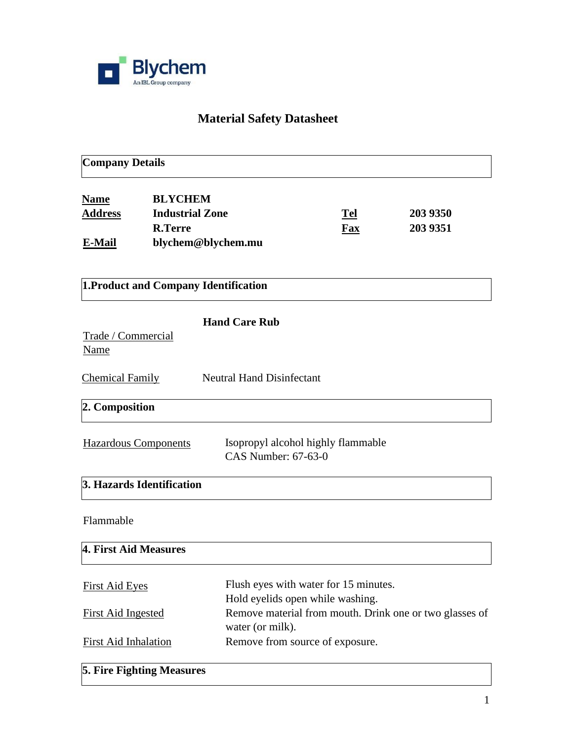Blychem
An IBL Group company

# Material Safety Datasheet

## Company Details

| | | | |
|---|---|---|---|
| **Name** | **BLYCHEM** | | |
| **Address** | **Industrial Zone** | **Tel** | **203 9350** |
| | **R.Terre** | **Fax** | **203 9351** |
| **E-Mail** | **blychem@blychem.mu** | | |

## 1.Product and Company Identification

| | |
|---|---|
| Trade / Commercial Name | **Hand Care Rub** |
| Chemical Family | Neutral Hand Disinfectant |

## 2. Composition

| | |
|---|---|
| Hazardous Components | Isopropyl alcohol highly flammable<br>CAS Number: 67-63-0 |

## 3. Hazards Identification

Flammable

## 4. First Aid Measures

| | |
|---|---|
| First Aid Eyes | Flush eyes with water for 15 minutes.<br>Hold eyelids open while washing. |
| First Aid Ingested | Remove material from mouth. Drink one or two glasses of water (or milk). |
| First Aid Inhalation | Remove from source of exposure. |

## 5. Fire Fighting Measures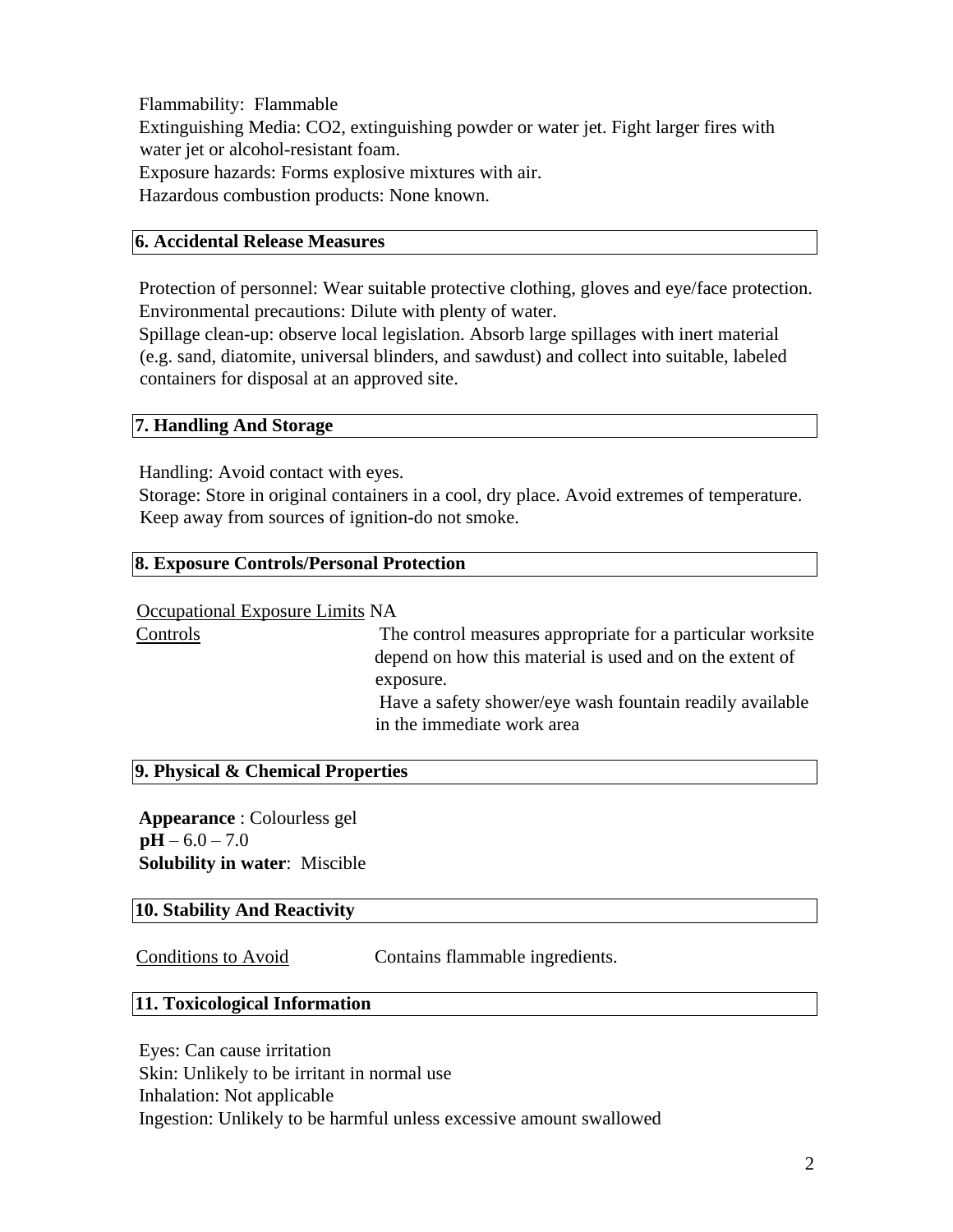Flammability: Flammable

Extinguishing Media: $CO_2$, extinguishing powder or water jet. Fight larger fires with water jet or alcohol-resistant foam.

Exposure hazards: Forms explosive mixtures with air.

Hazardous combustion products: None known.

## 6. Accidental Release Measures

Protection of personnel: Wear suitable protective clothing, gloves and eye/face protection.

Environmental precautions: Dilute with plenty of water.

Spillage clean-up: observe local legislation. Absorb large spillages with inert material (e.g. sand, diatomite, universal blinders, and sawdust) and collect into suitable, labeled containers for disposal at an approved site.

## 7. Handling And Storage

Handling: Avoid contact with eyes.

Storage: Store in original containers in a cool, dry place. Avoid extremes of temperature. Keep away from sources of ignition-do not smoke.

## 8. Exposure Controls/Personal Protection

Occupational Exposure Limits NA

| Controls | The control measures appropriate for a particular worksite depend on how this material is used and on the extent of exposure. Have a safety shower/eye wash fountain readily available in the immediate work area |
|---|---|

## 9. Physical & Chemical Properties

**Appearance** : Colourless gel

**pH** – 6.0 – 7.0

**Solubility in water**: Miscible

## 10. Stability And Reactivity

| Conditions to Avoid | Contains flammable ingredients. |
|---|---|

## 11. Toxicological Information

Eyes: Can cause irritation

Skin: Unlikely to be irritant in normal use

Inhalation: Not applicable

Ingestion: Unlikely to be harmful unless excessive amount swallowed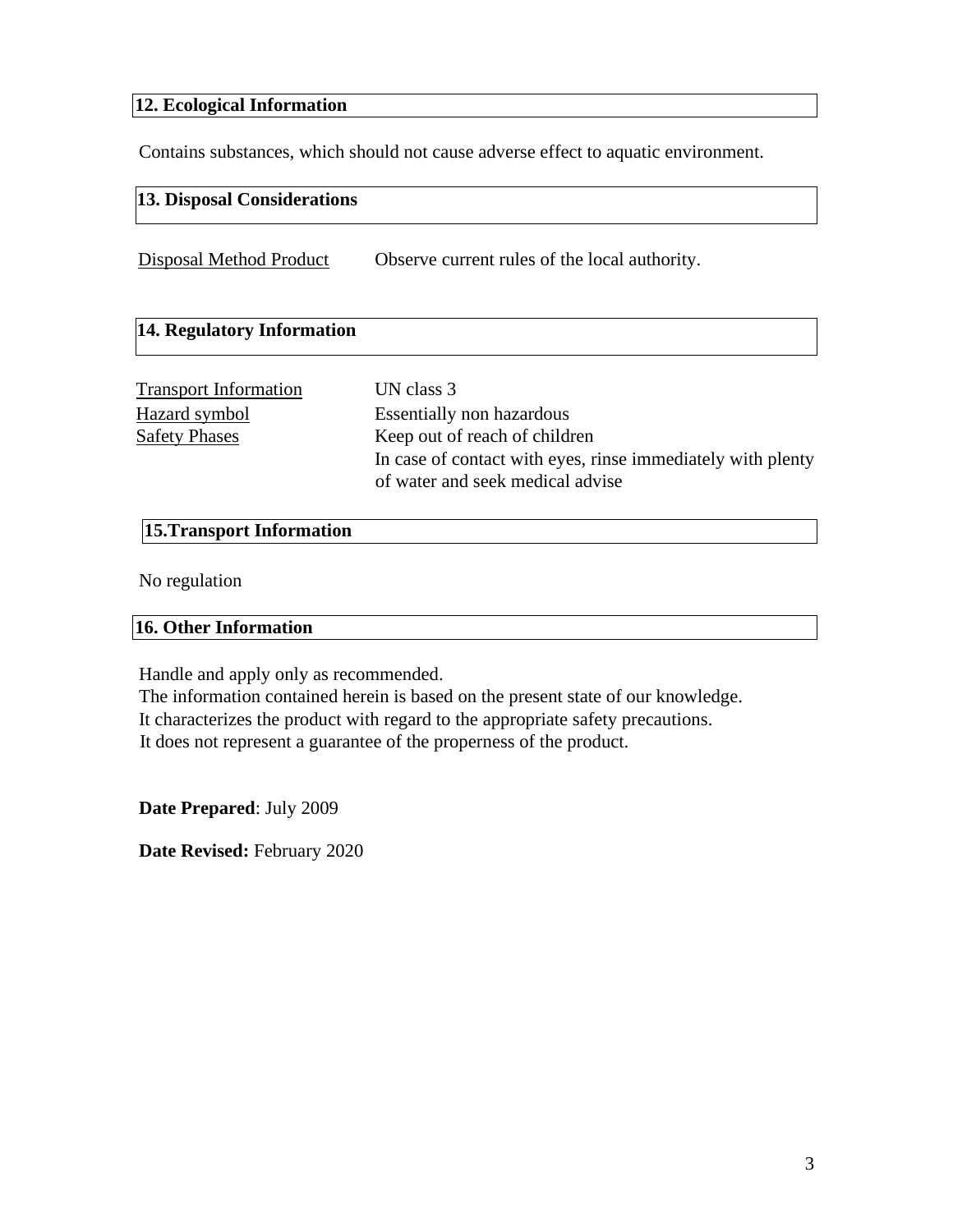## 12. Ecological Information

Contains substances, which should not cause adverse effect to aquatic environment.

## 13. Disposal Considerations

| | |
|---|---|
| Disposal Method Product | Observe current rules of the local authority. |

## 14. Regulatory Information

| | |
|---|---|
| Transport Information | UN class 3 |
| Hazard symbol | Essentially non hazardous |
| Safety Phases | Keep out of reach of children<br>In case of contact with eyes, rinse immediately with plenty of water and seek medical advise |

## 15.Transport Information

No regulation

## 16. Other Information

Handle and apply only as recommended.
The information contained herein is based on the present state of our knowledge.
It characterizes the product with regard to the appropriate safety precautions.
It does not represent a guarantee of the properness of the product.

**Date Prepared**: July 2009

**Date Revised:** February 2020